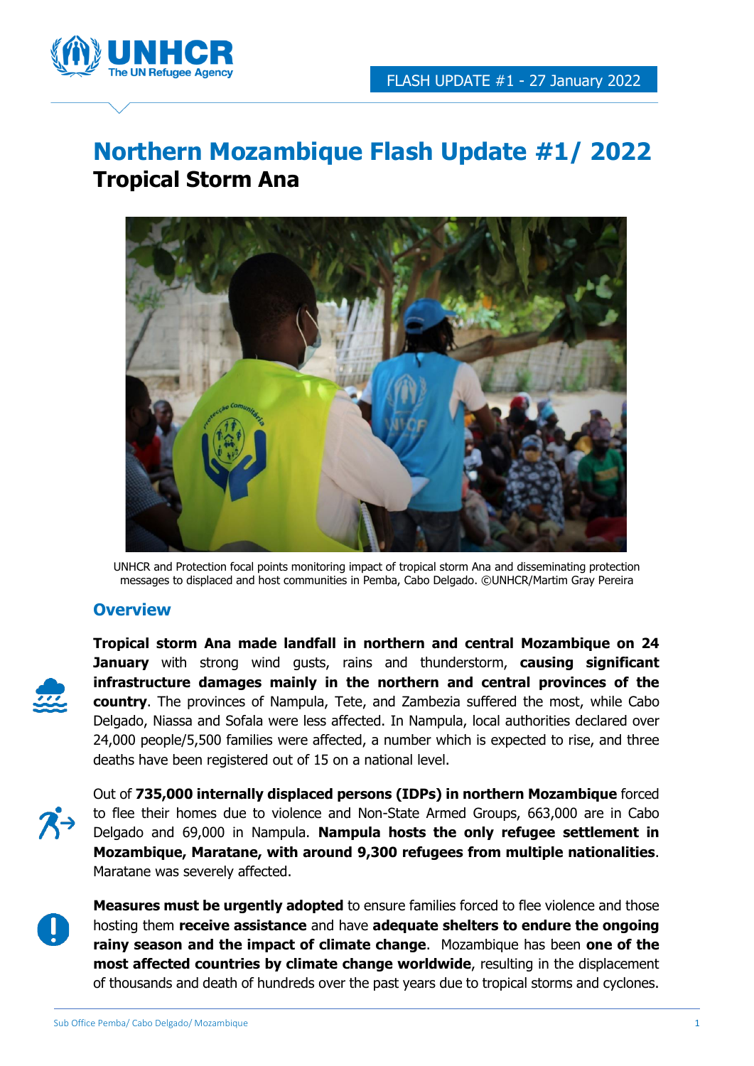FLASH UPDATE #1 - 27 January 2022

# Northern Mozambique Flash Update #1/ 2022

## Tropical Storm Ana

UNHCR and Protection focal points monitoring impact of tropical storm Ana and disseminating protection messages to displaced and host communities in Pemba, Cabo Delgado. ©UNHCR/Martim Gray Pereira

## Overview

**Tropical storm Ana made landfall in northern and central Mozambique on 24 January** with strong wind gusts, rains and thunderstorm, **causing significant infrastructure damages mainly in the northern and central provinces of the country**. The provinces of Nampula, Tete, and Zambezia suffered the most, while Cabo Delgado, Niassa and Sofala were less affected. In Nampula, local authorities declared over 24,000 people/5,500 families were affected, a number which is expected to rise, and three deaths have been registered out of 15 on a national level.

Out of **735,000 internally displaced persons (IDPs) in northern Mozambique** forced to flee their homes due to violence and Non-State Armed Groups, 663,000 are in Cabo Delgado and 69,000 in Nampula. **Nampula hosts the only refugee settlement in Mozambique, Maratane, with around 9,300 refugees from multiple nationalities**. Maratane was severely affected.

**Measures must be urgently adopted** to ensure families forced to flee violence and those hosting them **receive assistance** and have **adequate shelters to endure the ongoing rainy season and the impact of climate change**. Mozambique has been **one of the most affected countries by climate change worldwide**, resulting in the displacement of thousands and death of hundreds over the past years due to tropical storms and cyclones.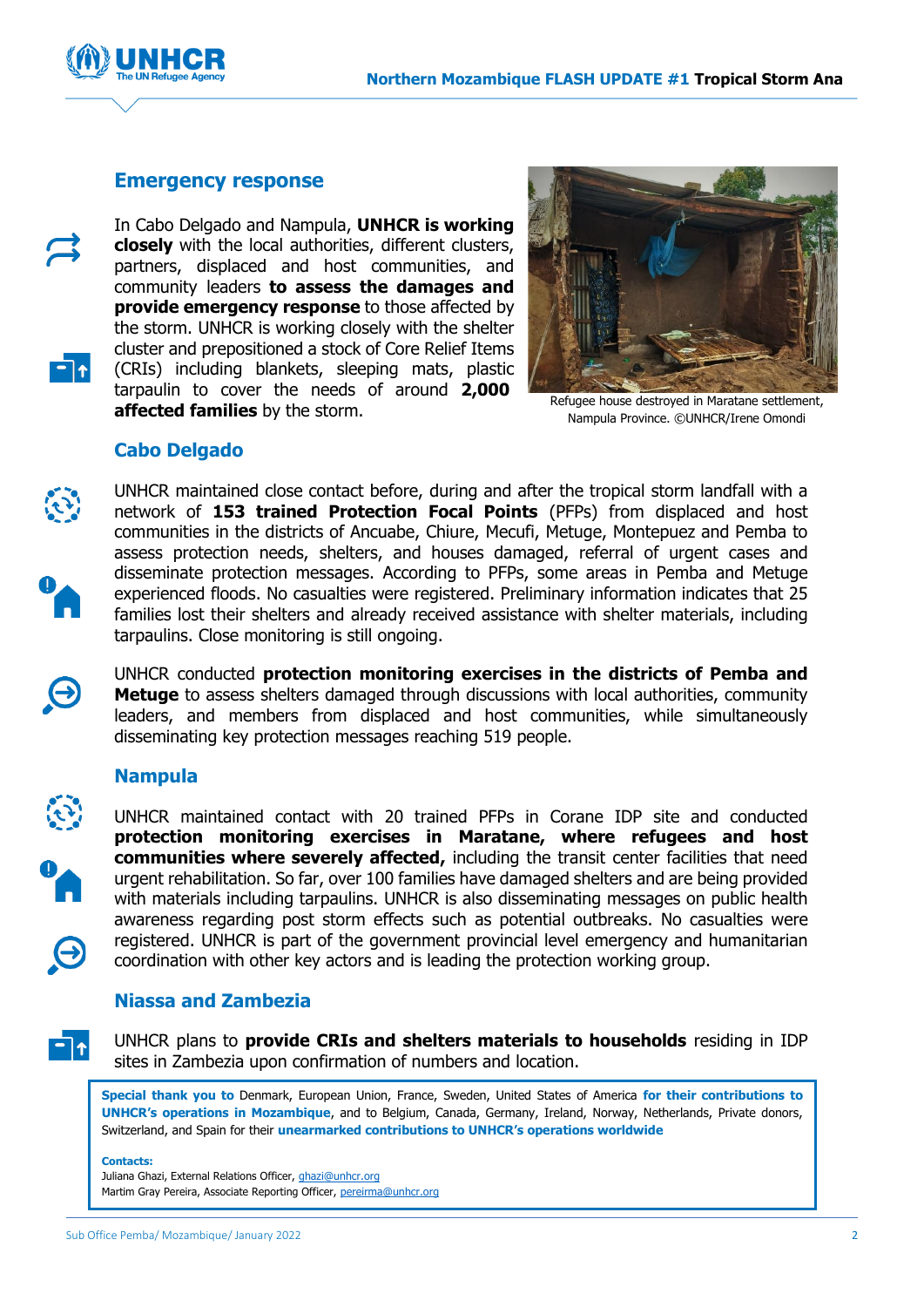## Emergency response

In Cabo Delgado and Nampula, **UNHCR is working closely** with the local authorities, different clusters, partners, displaced and host communities, and community leaders **to assess the damages and provide emergency response** to those affected by the storm. UNHCR is working closely with the shelter cluster and prepositioned a stock of Core Relief Items (CRIs) including blankets, sleeping mats, plastic tarpaulin to cover the needs of around **2,000 affected families** by the storm.

Refugee house destroyed in Maratane settlement, Nampula Province. ©UNHCR/Irene Omondi

## Cabo Delgado

UNHCR maintained close contact before, during and after the tropical storm landfall with a network of **153 trained Protection Focal Points** (PFPs) from displaced and host communities in the districts of Ancuabe, Chiure, Mecufi, Metuge, Montepuez and Pemba to assess protection needs, shelters, and houses damaged, referral of urgent cases and disseminate protection messages. According to PFPs, some areas in Pemba and Metuge experienced floods. No casualties were registered. Preliminary information indicates that 25 families lost their shelters and already received assistance with shelter materials, including tarpaulins. Close monitoring is still ongoing.

UNHCR conducted **protection monitoring exercises in the districts of Pemba and Metuge** to assess shelters damaged through discussions with local authorities, community leaders, and members from displaced and host communities, while simultaneously disseminating key protection messages reaching 519 people.

## Nampula

UNHCR maintained contact with 20 trained PFPs in Corane IDP site and conducted **protection monitoring exercises in Maratane, where refugees and host communities where severely affected,** including the transit center facilities that need urgent rehabilitation. So far, over 100 families have damaged shelters and are being provided with materials including tarpaulins. UNHCR is also disseminating messages on public health awareness regarding post storm effects such as potential outbreaks. No casualties were registered. UNHCR is part of the government provincial level emergency and humanitarian coordination with other key actors and is leading the protection working group.

## Niassa and Zambezia

UNHCR plans to **provide CRIs and shelters materials to households** residing in IDP sites in Zambezia upon confirmation of numbers and location.

**Special thank you to** Denmark, European Union, France, Sweden, United States of America **for their contributions to UNHCR's operations in Mozambique**, and to Belgium, Canada, Germany, Ireland, Norway, Netherlands, Private donors, Switzerland, and Spain for their **unearmarked contributions to UNHCR's operations worldwide**

**Contacts:**
Juliana Ghazi, External Relations Officer, ghazi@unhcr.org
Martim Gray Pereira, Associate Reporting Officer, pereirma@unhcr.org